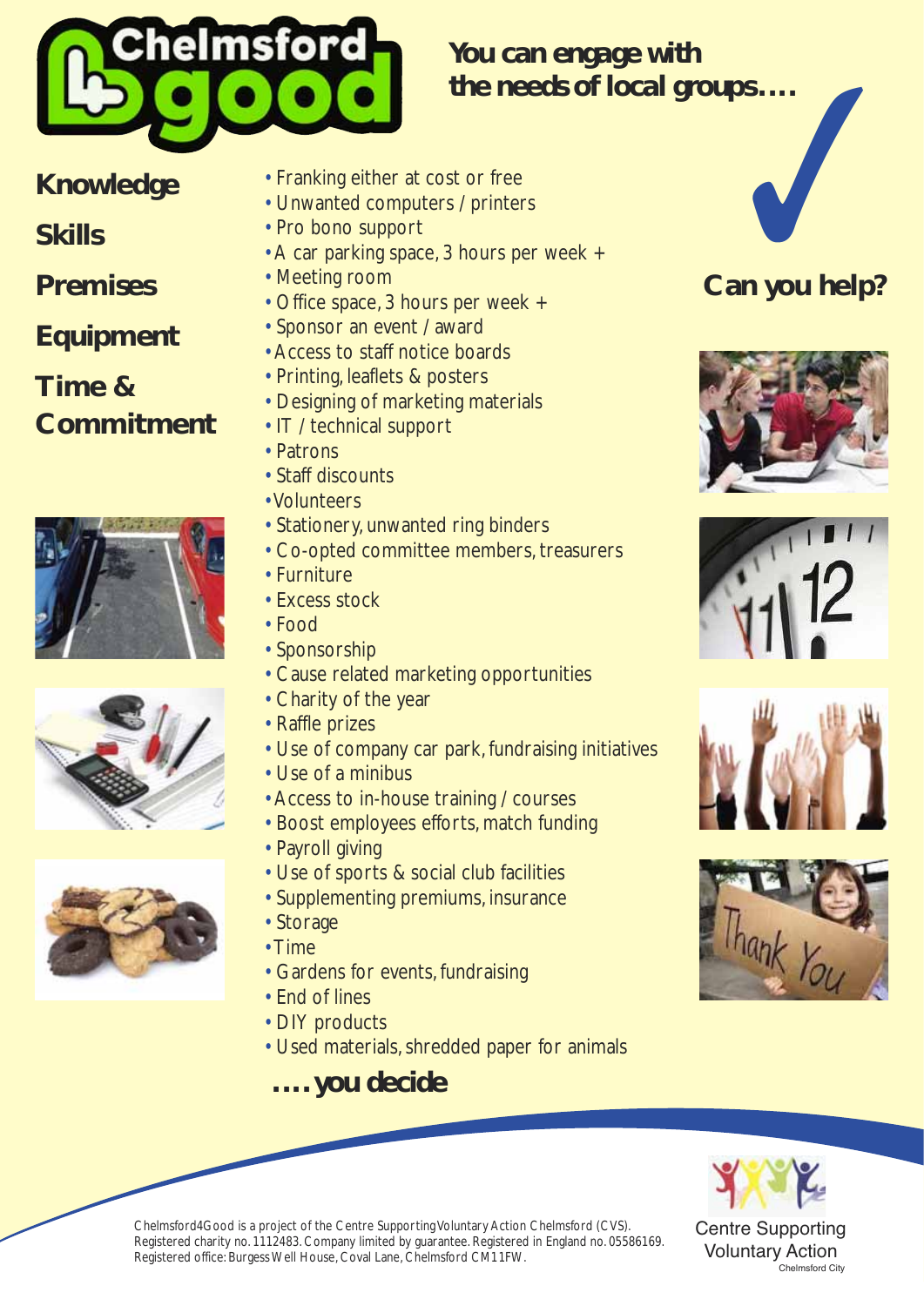# Chelmsford 4 good

## You can engage with the needs of local groups….

**Knowledge**

**Skills**

**Premises**

**Equipment**

**Time & Commitment**

- Franking either at cost or free
- Unwanted computers / printers
- Pro bono support
- A car parking space, 3 hours per week +
- Meeting room
- Office space, 3 hours per week +
- Sponsor an event / award
- Access to staff notice boards
- Printing, leaflets & posters
- Designing of marketing materials
- IT / technical support
- Patrons
- Staff discounts
- Volunteers
- Stationery, unwanted ring binders
- Co-opted committee members, treasurers
- Furniture
- Excess stock
- Food
- Sponsorship
- Cause related marketing opportunities
- Charity of the year
- Raffle prizes
- Use of company car park, fundraising initiatives
- Use of a minibus
- Access to in-house training / courses
- Boost employees efforts, match funding
- Payroll giving
- Use of sports & social club facilities
- Supplementing premiums, insurance
- Storage
- Time
- Gardens for events, fundraising
- End of lines
- DIY products
- Used materials, shredded paper for animals

**….you decide**

## Can you help?

Chelmsford4Good is a project of the Centre Supporting Voluntary Action Chelmsford (CVS). Registered charity no. 1112483. Company limited by guarantee. Registered in England no. 05586169. Registered office: Burgess Well House, Coval Lane, Chelmsford CM1 1FW.

Centre Supporting Voluntary Action Chelmsford City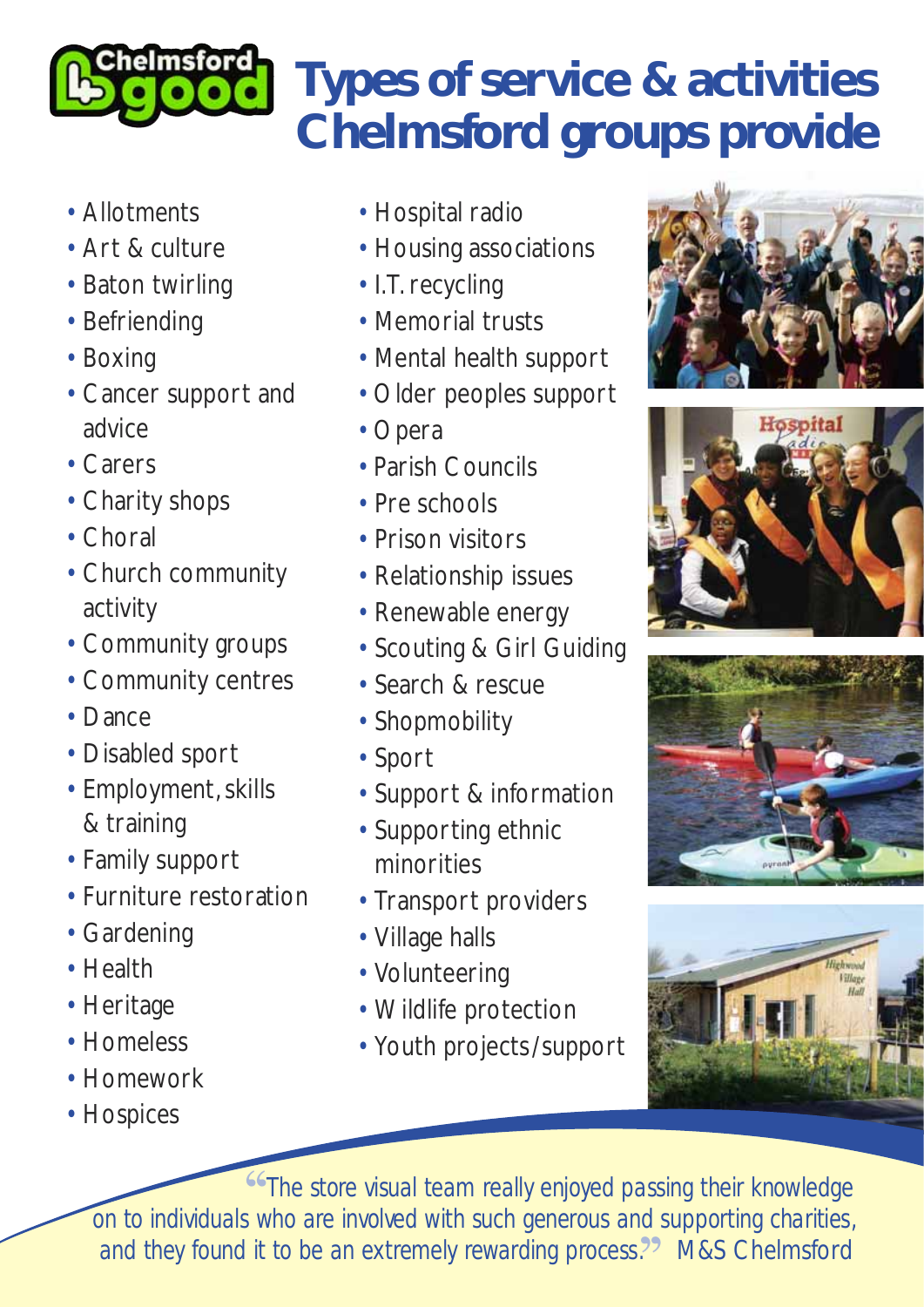# Types of service & activities Chelmsford groups provide

- Allotments
- Art & culture
- Baton twirling
- Befriending
- Boxing
- Cancer support and advice
- Carers
- Charity shops
- Choral
- Church community activity
- Community groups
- Community centres
- Dance
- Disabled sport
- Employment, skills & training
- Family support
- Furniture restoration
- Gardening
- Health
- Heritage
- Homeless
- Homework
- Hospices
- Hospital radio
- Housing associations
- I.T. recycling
- Memorial trusts
- Mental health support
- Older peoples support
- Opera
- Parish Councils
- Pre schools
- Prison visitors
- Relationship issues
- Renewable energy
- Scouting & Girl Guiding
- Search & rescue
- Shopmobility
- Sport
- Support & information
- Supporting ethnic minorities
- Transport providers
- Village halls
- Volunteering
- Wildlife protection
- Youth projects/support

*"The store visual team really enjoyed passing their knowledge on to individuals who are involved with such generous and supporting charities, and they found it to be an extremely rewarding process."* M&S Chelmsford